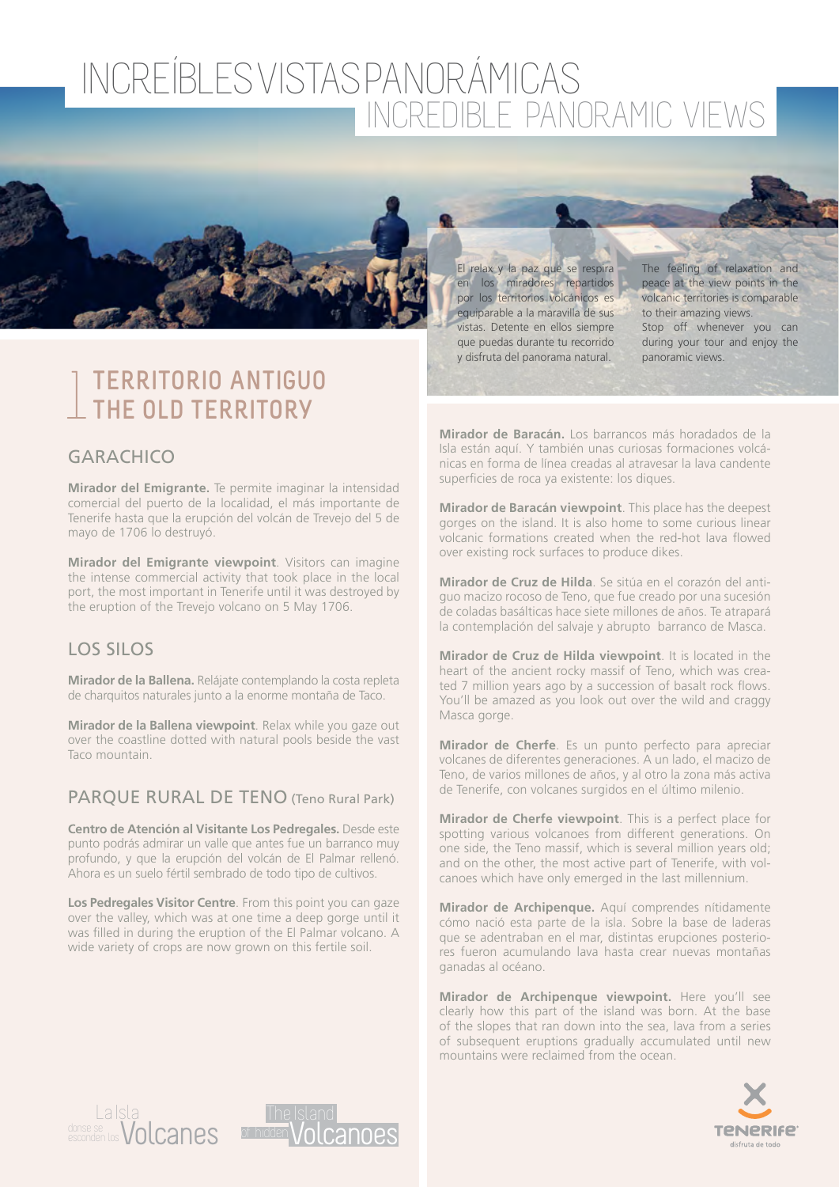# INCREÍBLES VISTAS PANORÁMICAS
# INCREDIBLE PANORAMIC VIEWS

El relax y la paz que se respira en los miradores repartidos por los territorios volcánicos es equiparable a la maravilla de sus vistas. Detente en ellos siempre que puedas durante tu recorrido y disfruta del panorama natural.

The feeling of relaxation and peace at the view points in the volcanic territories is comparable to their amazing views. Stop off whenever you can during your tour and enjoy the panoramic views.

## 1 TERRITORIO ANTIGUO / THE OLD TERRITORY

### GARACHICO

**Mirador del Emigrante.** Te permite imaginar la intensidad comercial del puerto de la localidad, el más importante de Tenerife hasta que la erupción del volcán de Trevejo del 5 de mayo de 1706 lo destruyó.

**Mirador del Emigrante viewpoint**. Visitors can imagine the intense commercial activity that took place in the local port, the most important in Tenerife until it was destroyed by the eruption of the Trevejo volcano on 5 May 1706.

### LOS SILOS

**Mirador de la Ballena.** Relájate contemplando la costa repleta de charquitos naturales junto a la enorme montaña de Taco.

**Mirador de la Ballena viewpoint**. Relax while you gaze out over the coastline dotted with natural pools beside the vast Taco mountain.

### PARQUE RURAL DE TENO (Teno Rural Park)

**Centro de Atención al Visitante Los Pedregales.** Desde este punto podrás admirar un valle que antes fue un barranco muy profundo, y que la erupción del volcán de El Palmar rellenó. Ahora es un suelo fértil sembrado de todo tipo de cultivos.

**Los Pedregales Visitor Centre**. From this point you can gaze over the valley, which was at one time a deep gorge until it was filled in during the eruption of the El Palmar volcano. A wide variety of crops are now grown on this fertile soil.

**Mirador de Baracán.** Los barrancos más horadados de la Isla están aquí. Y también unas curiosas formaciones volcánicas en forma de línea creadas al atravesar la lava candente superficies de roca ya existente: los diques.

**Mirador de Baracán viewpoint**. This place has the deepest gorges on the island. It is also home to some curious linear volcanic formations created when the red-hot lava flowed over existing rock surfaces to produce dikes.

**Mirador de Cruz de Hilda**. Se sitúa en el corazón del antiguo macizo rocoso de Teno, que fue creado por una sucesión de coladas basálticas hace siete millones de años. Te atrapará la contemplación del salvaje y abrupto barranco de Masca.

**Mirador de Cruz de Hilda viewpoint**. It is located in the heart of the ancient rocky massif of Teno, which was created 7 million years ago by a succession of basalt rock flows. You'll be amazed as you look out over the wild and craggy Masca gorge.

**Mirador de Cherfe**. Es un punto perfecto para apreciar volcanes de diferentes generaciones. A un lado, el macizo de Teno, de varios millones de años, y al otro la zona más activa de Tenerife, con volcanes surgidos en el último milenio.

**Mirador de Cherfe viewpoint**. This is a perfect place for spotting various volcanoes from different generations. On one side, the Teno massif, which is several million years old; and on the other, the most active part of Tenerife, with volcanoes which have only emerged in the last millennium.

**Mirador de Archipenque.** Aquí comprendes nítidamente cómo nació esta parte de la isla. Sobre la base de laderas que se adentraban en el mar, distintas erupciones posteriores fueron acumulando lava hasta crear nuevas montañas ganadas al océano.

**Mirador de Archipenque viewpoint.** Here you'll see clearly how this part of the island was born. At the base of the slopes that ran down into the sea, lava from a series of subsequent eruptions gradually accumulated until new mountains were reclaimed from the ocean.

La Isla donde se esconden los Volcanes — The Island of hidden Volcanoes

Tenerife disfruta de todo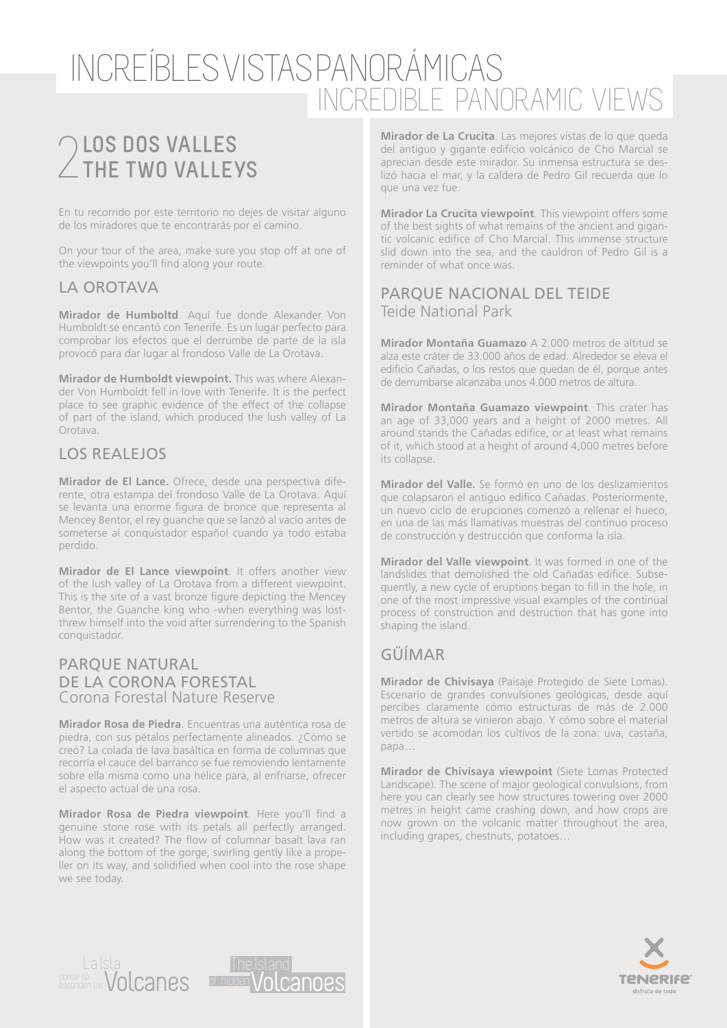# INCREÍBLES VISTAS PANORÁMICAS
# INCREDIBLE PANORAMIC VIEWS

## 2 LOS DOS VALLES
## THE TWO VALLEYS

En tu recorrido por este territorio no dejes de visitar alguno de los miradores que te encontrarás por el camino.

On your tour of the area, make sure you stop off at one of the viewpoints you'll find along your route.

### LA OROTAVA

**Mirador de Humboltd**. Aquí fue donde Alexander Von Humboldt se encantó con Tenerife. Es un lugar perfecto para comprobar los efectos que el derrumbe de parte de la isla provocó para dar lugar al frondoso Valle de La Orotava.

**Mirador de Humboldt viewpoint.** This was where Alexander Von Humboldt fell in love with Tenerife. It is the perfect place to see graphic evidence of the effect of the collapse of part of the island, which produced the lush valley of La Orotava.

### LOS REALEJOS

**Mirador de El Lance.** Ofrece, desde una perspectiva diferente, otra estampa del frondoso Valle de La Orotava. Aquí se levanta una enorme figura de bronce que representa al Mencey Bentor, el rey guanche que se lanzó al vacío antes de someterse al conquistador español cuando ya todo estaba perdido.

**Mirador de El Lance viewpoint**. It offers another view of the lush valley of La Orotava from a different viewpoint. This is the site of a vast bronze figure depicting the Mencey Bentor, the Guanche king who -when everything was lost- threw himself into the void after surrendering to the Spanish conquistador.

### PARQUE NATURAL DE LA CORONA FORESTAL
Corona Forestal Nature Reserve

**Mirador Rosa de Piedra**. Encuentras una auténtica rosa de piedra, con sus pétalos perfectamente alineados. ¿Cómo se creó? La colada de lava basáltica en forma de columnas que recorría el cauce del barranco se fue removiendo lentamente sobre ella misma como una hélice para, al enfriarse, ofrecer el aspecto actual de una rosa.

**Mirador Rosa de Piedra viewpoint**. Here you'll find a genuine stone rose with its petals all perfectly arranged. How was it created? The flow of columnar basalt lava ran along the bottom of the gorge, swirling gently like a propeller on its way, and solidified when cool into the rose shape we see today.

**Mirador de La Crucita**. Las mejores vistas de lo que queda del antiguo y gigante edificio volcánico de Cho Marcial se aprecian desde este mirador. Su inmensa estructura se deslizó hacia el mar, y la caldera de Pedro Gil recuerda que lo que una vez fue.

**Mirador La Crucita viewpoint**. This viewpoint offers some of the best sights of what remains of the ancient and gigantic volcanic edifice of Cho Marcial. This immense structure slid down into the sea, and the cauldron of Pedro Gil is a reminder of what once was.

### PARQUE NACIONAL DEL TEIDE
Teide National Park

**Mirador Montaña Guamazo** A 2.000 metros de altitud se alza este cráter de 33.000 años de edad. Alrededor se eleva el edificio Cañadas, o los restos que quedan de él, porque antes de derrumbarse alcanzaba unos 4.000 metros de altura.

**Mirador Montaña Guamazo viewpoint**. This crater has an age of 33,000 years and a height of 2000 metres. All around stands the Cañadas edifice, or at least what remains of it, which stood at a height of around 4,000 metres before its collapse.

**Mirador del Valle.** Se formó en uno de los deslizamientos que colapsaron el antiguo edifico Cañadas. Posteriormente, un nuevo ciclo de erupciones comenzó a rellenar el hueco, en una de las más llamativas muestras del continuo proceso de construcción y destrucción que conforma la isla.

**Mirador del Valle viewpoint**. It was formed in one of the landslides that demolished the old Cañadas edifice. Subsequently, a new cycle of eruptions began to fill in the hole, in one of the most impressive visual examples of the continual process of construction and destruction that has gone into shaping the island.

### GÜÍMAR

**Mirador de Chivisaya** (Paisaje Protegido de Siete Lomas). Escenario de grandes convulsiones geológicas, desde aquí percibes claramente cómo estructuras de más de 2.000 metros de altura se vinieron abajo. Y cómo sobre el material vertido se acomodan los cultivos de la zona: uva, castaña, papa…

**Mirador de Chivisaya viewpoint** (Siete Lomas Protected Landscape). The scene of major geological convulsions, from here you can clearly see how structures towering over 2000 metres in height came crashing down, and how crops are now grown on the volcanic matter throughout the area, including grapes, chestnuts, potatoes…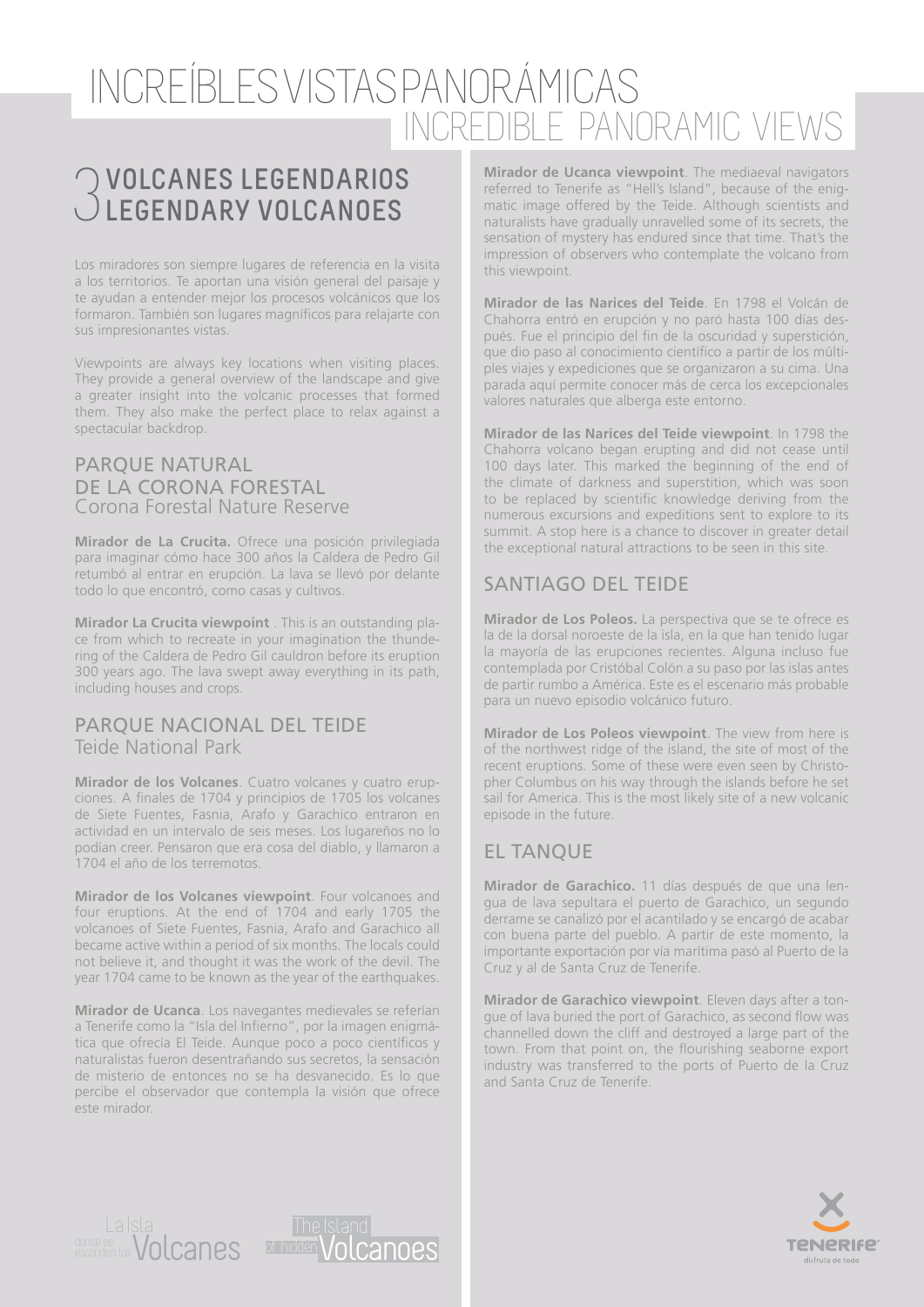# INCREÍBLES VISTAS PANORÁMICAS
# INCREDIBLE PANORAMIC VIEWS

## 3 VOLCANES LEGENDARIOS LEGENDARY VOLCANOES

Los miradores son siempre lugares de referencia en la visita a los territorios. Te aportan una visión general del paisaje y te ayudan a entender mejor los procesos volcánicos que los formaron. También son lugares magníficos para relajarte con sus impresionantes vistas.

Viewpoints are always key locations when visiting places. They provide a general overview of the landscape and give a greater insight into the volcanic processes that formed them. They also make the perfect place to relax against a spectacular backdrop.

### PARQUE NATURAL DE LA CORONA FORESTAL
Corona Forestal Nature Reserve

**Mirador de La Crucita.** Ofrece una posición privilegiada para imaginar cómo hace 300 años la Caldera de Pedro Gil retumbó al entrar en erupción. La lava se llevó por delante todo lo que encontró, como casas y cultivos.

**Mirador La Crucita viewpoint** . This is an outstanding place from which to recreate in your imagination the thundering of the Caldera de Pedro Gil cauldron before its eruption 300 years ago. The lava swept away everything in its path, including houses and crops.

### PARQUE NACIONAL DEL TEIDE
Teide National Park

**Mirador de los Volcanes**. Cuatro volcanes y cuatro erupciones. A finales de 1704 y principios de 1705 los volcanes de Siete Fuentes, Fasnia, Arafo y Garachico entraron en actividad en un intervalo de seis meses. Los lugareños no lo podían creer. Pensaron que era cosa del diablo, y llamaron a 1704 el año de los terremotos.

**Mirador de los Volcanes viewpoint**. Four volcanoes and four eruptions. At the end of 1704 and early 1705 the volcanoes of Siete Fuentes, Fasnia, Arafo and Garachico all became active within a period of six months. The locals could not believe it, and thought it was the work of the devil. The year 1704 came to be known as the year of the earthquakes.

**Mirador de Ucanca**. Los navegantes medievales se referían a Tenerife como la "Isla del Infierno", por la imagen enigmática que ofrecía El Teide. Aunque poco a poco científicos y naturalistas fueron desentrañando sus secretos, la sensación de misterio de entonces no se ha desvanecido. Es lo que percibe el observador que contempla la visión que ofrece este mirador.

**Mirador de Ucanca viewpoint**. The mediaeval navigators referred to Tenerife as "Hell's Island", because of the enigmatic image offered by the Teide. Although scientists and naturalists have gradually unravelled some of its secrets, the sensation of mystery has endured since that time. That's the impression of observers who contemplate the volcano from this viewpoint.

**Mirador de las Narices del Teide**. En 1798 el Volcán de Chahorra entró en erupción y no paró hasta 100 días después. Fue el principio del fin de la oscuridad y superstición, que dio paso al conocimiento científico a partir de los múltiples viajes y expediciones que se organizaron a su cima. Una parada aquí permite conocer más de cerca los excepcionales valores naturales que alberga este entorno.

**Mirador de las Narices del Teide viewpoint**. In 1798 the Chahorra volcano began erupting and did not cease until 100 days later. This marked the beginning of the end of the climate of darkness and superstition, which was soon to be replaced by scientific knowledge deriving from the numerous excursions and expeditions sent to explore to its summit. A stop here is a chance to discover in greater detail the exceptional natural attractions to be seen in this site.

### SANTIAGO DEL TEIDE

**Mirador de Los Poleos.** La perspectiva que se te ofrece es la de la dorsal noroeste de la isla, en la que han tenido lugar la mayoría de las erupciones recientes. Alguna incluso fue contemplada por Cristóbal Colón a su paso por las islas antes de partir rumbo a América. Este es el escenario más probable para un nuevo episodio volcánico futuro.

**Mirador de Los Poleos viewpoint**. The view from here is of the northwest ridge of the island, the site of most of the recent eruptions. Some of these were even seen by Christopher Columbus on his way through the islands before he set sail for America. This is the most likely site of a new volcanic episode in the future.

### EL TANQUE

**Mirador de Garachico.** 11 días después de que una lengua de lava sepultara el puerto de Garachico, un segundo derrame se canalizó por el acantilado y se encargó de acabar con buena parte del pueblo. A partir de este momento, la importante exportación por vía marítima pasó al Puerto de la Cruz y al de Santa Cruz de Tenerife.

**Mirador de Garachico viewpoint**. Eleven days after a tongue of lava buried the port of Garachico, as second flow was channelled down the cliff and destroyed a large part of the town. From that point on, the flourishing seaborne export industry was transferred to the ports of Puerto de la Cruz and Santa Cruz de Tenerife.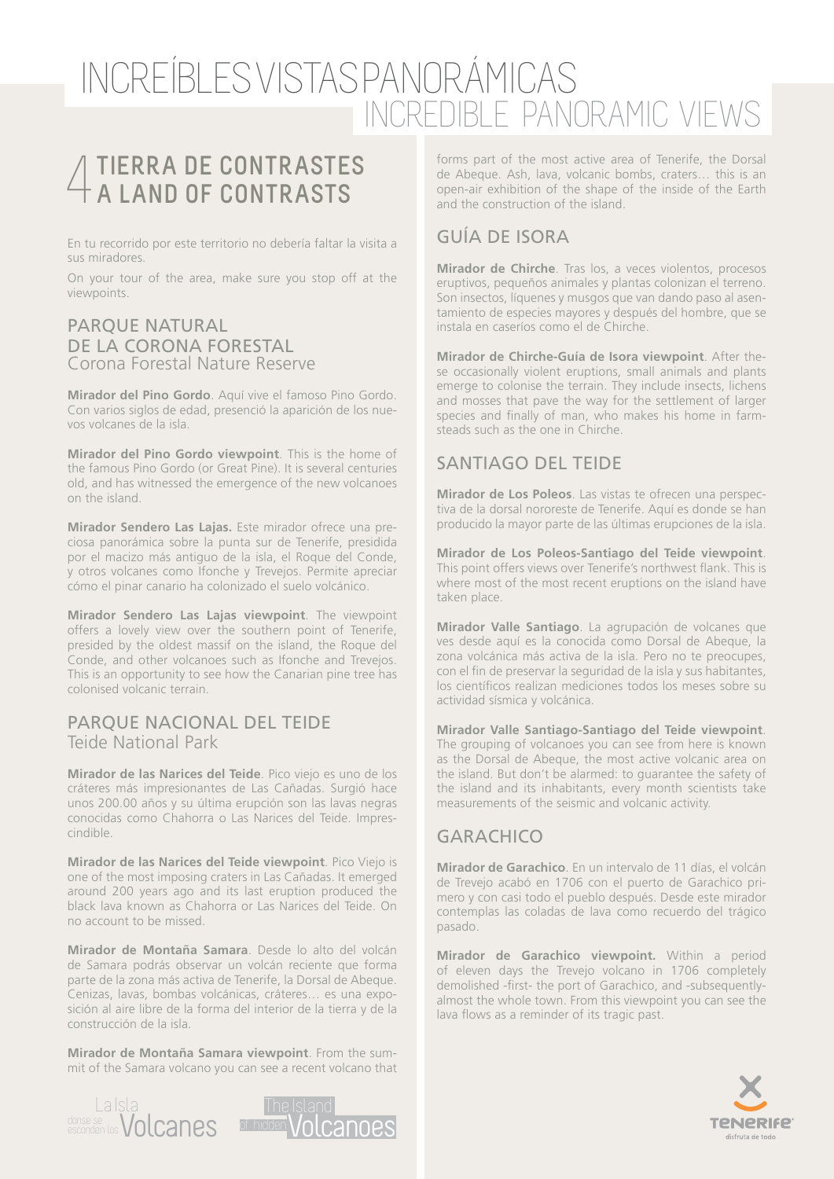# INCREÍBLES VISTAS PANORÁMICAS
# INCREDIBLE PANORAMIC VIEWS

## 4 TIERRA DE CONTRASTES
## A LAND OF CONTRASTS

En tu recorrido por este territorio no debería faltar la visita a sus miradores.

On your tour of the area, make sure you stop off at the viewpoints.

### PARQUE NATURAL DE LA CORONA FORESTAL
Corona Forestal Nature Reserve

**Mirador del Pino Gordo**. Aquí vive el famoso Pino Gordo. Con varios siglos de edad, presenció la aparición de los nuevos volcanes de la isla.

**Mirador del Pino Gordo viewpoint**. This is the home of the famous Pino Gordo (or Great Pine). It is several centuries old, and has witnessed the emergence of the new volcanoes on the island.

**Mirador Sendero Las Lajas.** Este mirador ofrece una preciosa panorámica sobre la punta sur de Tenerife, presidida por el macizo más antiguo de la isla, el Roque del Conde, y otros volcanes como Ifonche y Trevejos. Permite apreciar cómo el pinar canario ha colonizado el suelo volcánico.

**Mirador Sendero Las Lajas viewpoint**. The viewpoint offers a lovely view over the southern point of Tenerife, presided by the oldest massif on the island, the Roque del Conde, and other volcanoes such as Ifonche and Trevejos. This is an opportunity to see how the Canarian pine tree has colonised volcanic terrain.

### PARQUE NACIONAL DEL TEIDE
Teide National Park

**Mirador de las Narices del Teide**. Pico viejo es uno de los cráteres más impresionantes de Las Cañadas. Surgió hace unos 200.00 años y su última erupción son las lavas negras conocidas como Chahorra o Las Narices del Teide. Imprescindible.

**Mirador de las Narices del Teide viewpoint**. Pico Viejo is one of the most imposing craters in Las Cañadas. It emerged around 200 years ago and its last eruption produced the black lava known as Chahorra or Las Narices del Teide. On no account to be missed.

**Mirador de Montaña Samara**. Desde lo alto del volcán de Samara podrás observar un volcán reciente que forma parte de la zona más activa de Tenerife, la Dorsal de Abeque. Cenizas, lavas, bombas volcánicas, cráteres… es una exposición al aire libre de la forma del interior de la tierra y de la construcción de la isla.

**Mirador de Montaña Samara viewpoint**. From the summit of the Samara volcano you can see a recent volcano that forms part of the most active area of Tenerife, the Dorsal de Abeque. Ash, lava, volcanic bombs, craters… this is an open-air exhibition of the shape of the inside of the Earth and the construction of the island.

### GUÍA DE ISORA

**Mirador de Chirche**. Tras los, a veces violentos, procesos eruptivos, pequeños animales y plantas colonizan el terreno. Son insectos, líquenes y musgos que van dando paso al asentamiento de especies mayores y después del hombre, que se instala en caseríos como el de Chirche.

**Mirador de Chirche-Guía de Isora viewpoint**. After these occasionally violent eruptions, small animals and plants emerge to colonise the terrain. They include insects, lichens and mosses that pave the way for the settlement of larger species and finally of man, who makes his home in farmsteads such as the one in Chirche.

### SANTIAGO DEL TEIDE

**Mirador de Los Poleos**. Las vistas te ofrecen una perspectiva de la dorsal nororeste de Tenerife. Aquí es donde se han producido la mayor parte de las últimas erupciones de la isla.

**Mirador de Los Poleos-Santiago del Teide viewpoint**. This point offers views over Tenerife's northwest flank. This is where most of the most recent eruptions on the island have taken place.

**Mirador Valle Santiago**. La agrupación de volcanes que ves desde aquí es la conocida como Dorsal de Abeque, la zona volcánica más activa de la isla. Pero no te preocupes, con el fin de preservar la seguridad de la isla y sus habitantes, los científicos realizan mediciones todos los meses sobre su actividad sísmica y volcánica.

**Mirador Valle Santiago-Santiago del Teide viewpoint**. The grouping of volcanoes you can see from here is known as the Dorsal de Abeque, the most active volcanic area on the island. But don't be alarmed: to guarantee the safety of the island and its inhabitants, every month scientists take measurements of the seismic and volcanic activity.

### GARACHICO

**Mirador de Garachico**. En un intervalo de 11 días, el volcán de Trevejo acabó en 1706 con el puerto de Garachico primero y con casi todo el pueblo después. Desde este mirador contemplas las coladas de lava como recuerdo del trágico pasado.

**Mirador de Garachico viewpoint.** Within a period of eleven days the Trevejo volcano in 1706 completely demolished -first- the port of Garachico, and -subsequently- almost the whole town. From this viewpoint you can see the lava flows as a reminder of its tragic past.

La Isla donde se esconden los Volcanes

The Island of hidden Volcanoes

Tenerife disfruta de todo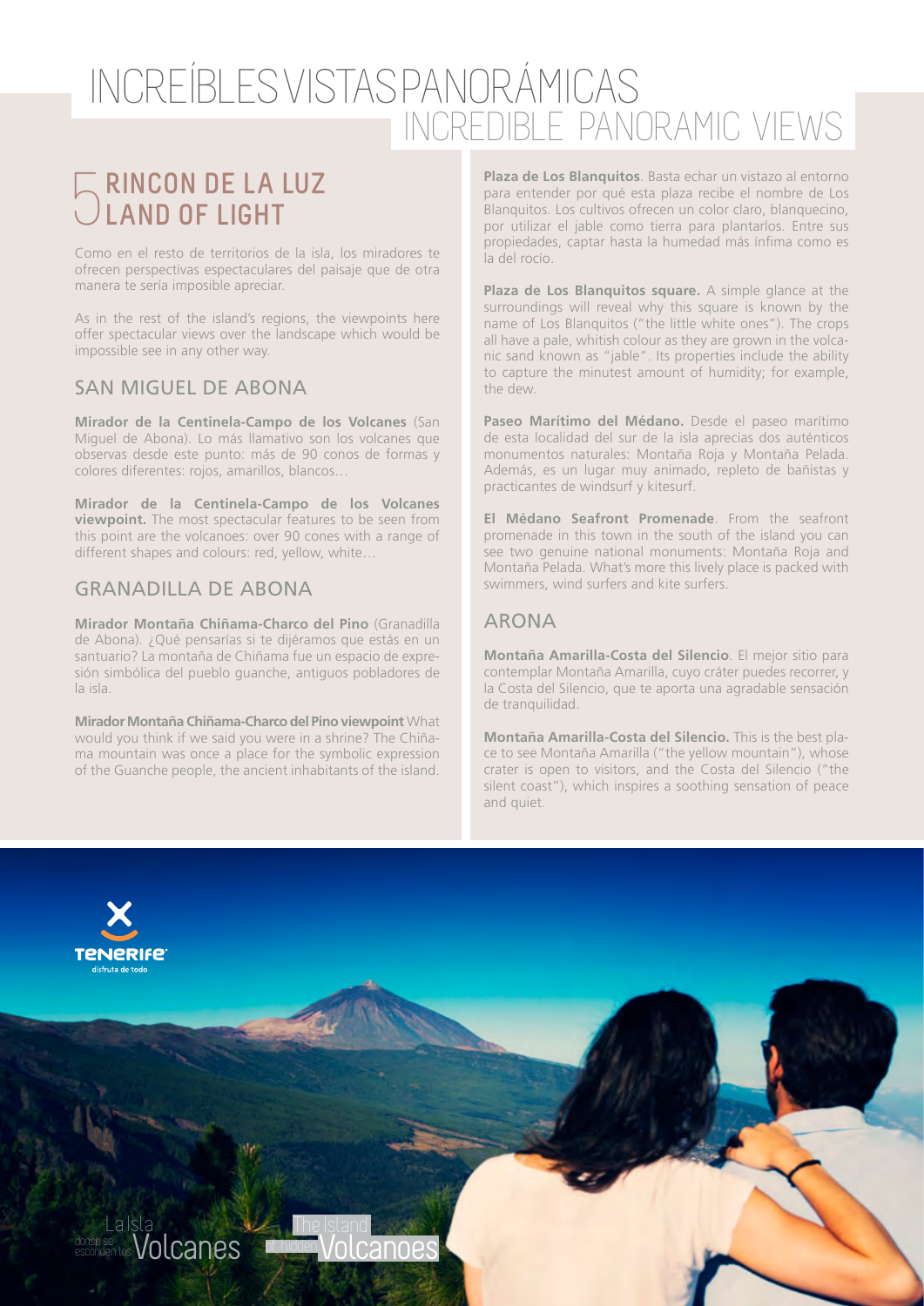# INCREÍBLES VISTAS PANORÁMICAS
# INCREDIBLE PANORAMIC VIEWS

## 5 RINCON DE LA LUZ LAND OF LIGHT

Como en el resto de territorios de la isla, los miradores te ofrecen perspectivas espectaculares del paisaje que de otra manera te sería imposible apreciar.

As in the rest of the island's regions, the viewpoints here offer spectacular views over the landscape which would be impossible see in any other way.

### SAN MIGUEL DE ABONA

**Mirador de la Centinela-Campo de los Volcanes** (San Miguel de Abona). Lo más llamativo son los volcanes que observas desde este punto: más de 90 conos de formas y colores diferentes: rojos, amarillos, blancos…

**Mirador de la Centinela-Campo de los Volcanes viewpoint.** The most spectacular features to be seen from this point are the volcanoes: over 90 cones with a range of different shapes and colours: red, yellow, white…

### GRANADILLA DE ABONA

**Mirador Montaña Chiñama-Charco del Pino** (Granadilla de Abona). ¿Qué pensarías si te dijéramos que estás en un santuario? La montaña de Chiñama fue un espacio de expresión simbólica del pueblo guanche, antiguos pobladores de la isla.

**Mirador Montaña Chiñama-Charco del Pino viewpoint** What would you think if we said you were in a shrine? The Chiñama mountain was once a place for the symbolic expression of the Guanche people, the ancient inhabitants of the island.

**Plaza de Los Blanquitos**. Basta echar un vistazo al entorno para entender por qué esta plaza recibe el nombre de Los Blanquitos. Los cultivos ofrecen un color claro, blanquecino, por utilizar el jable como tierra para plantarlos. Entre sus propiedades, captar hasta la humedad más ínfima como es la del rocío.

**Plaza de Los Blanquitos square.** A simple glance at the surroundings will reveal why this square is known by the name of Los Blanquitos ("the little white ones"). The crops all have a pale, whitish colour as they are grown in the volcanic sand known as "jable". Its properties include the ability to capture the minutest amount of humidity; for example, the dew.

**Paseo Marítimo del Médano.** Desde el paseo marítimo de esta localidad del sur de la isla aprecias dos auténticos monumentos naturales: Montaña Roja y Montaña Pelada. Además, es un lugar muy animado, repleto de bañistas y practicantes de windsurf y kitesurf.

**El Médano Seafront Promenade**. From the seafront promenade in this town in the south of the island you can see two genuine national monuments: Montaña Roja and Montaña Pelada. What's more this lively place is packed with swimmers, wind surfers and kite surfers.

### ARONA

**Montaña Amarilla-Costa del Silencio**. El mejor sitio para contemplar Montaña Amarilla, cuyo cráter puedes recorrer, y la Costa del Silencio, que te aporta una agradable sensación de tranquilidad.

**Montaña Amarilla-Costa del Silencio.** This is the best place to see Montaña Amarilla ("the yellow mountain"), whose crater is open to visitors, and the Costa del Silencio ("the silent coast"), which inspires a soothing sensation of peace and quiet.

TENERIFE disfruta de todo

La Isla donde se esconden los Volcanes

The Island of hidden Volcanoes